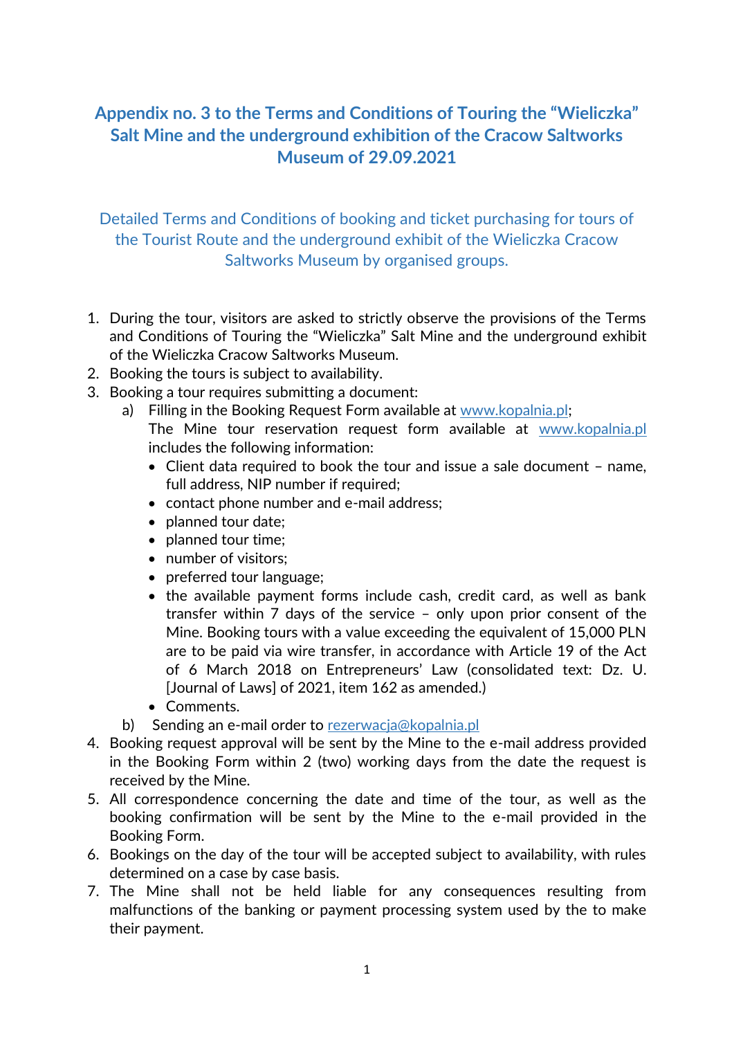# Appendix no. 3 to the Terms and Conditions of Touring the "Wieliczka" Salt Mine and the underground exhibition of the Cracow Saltworks Museum of 29.09.2021

## Detailed Terms and Conditions of booking and ticket purchasing for tours of the Tourist Route and the underground exhibit of the Wieliczka Cracow Saltworks Museum by organised groups.

1. During the tour, visitors are asked to strictly observe the provisions of the Terms and Conditions of Touring the "Wieliczka" Salt Mine and the underground exhibit of the Wieliczka Cracow Saltworks Museum.
2. Booking the tours is subject to availability.
3. Booking a tour requires submitting a document:
   a) Filling in the Booking Request Form available at www.kopalnia.pl;
      The Mine tour reservation request form available at www.kopalnia.pl includes the following information:
      - Client data required to book the tour and issue a sale document – name, full address, NIP number if required;
      - contact phone number and e-mail address;
      - planned tour date;
      - planned tour time;
      - number of visitors;
      - preferred tour language;
      - the available payment forms include cash, credit card, as well as bank transfer within 7 days of the service – only upon prior consent of the Mine. Booking tours with a value exceeding the equivalent of 15,000 PLN are to be paid via wire transfer, in accordance with Article 19 of the Act of 6 March 2018 on Entrepreneurs' Law (consolidated text: Dz. U. [Journal of Laws] of 2021, item 162 as amended.)
      - Comments.

   b) Sending an e-mail order to rezerwacja@kopalnia.pl
4. Booking request approval will be sent by the Mine to the e-mail address provided in the Booking Form within 2 (two) working days from the date the request is received by the Mine.
5. All correspondence concerning the date and time of the tour, as well as the booking confirmation will be sent by the Mine to the e-mail provided in the Booking Form.
6. Bookings on the day of the tour will be accepted subject to availability, with rules determined on a case by case basis.
7. The Mine shall not be held liable for any consequences resulting from malfunctions of the banking or payment processing system used by the to make their payment.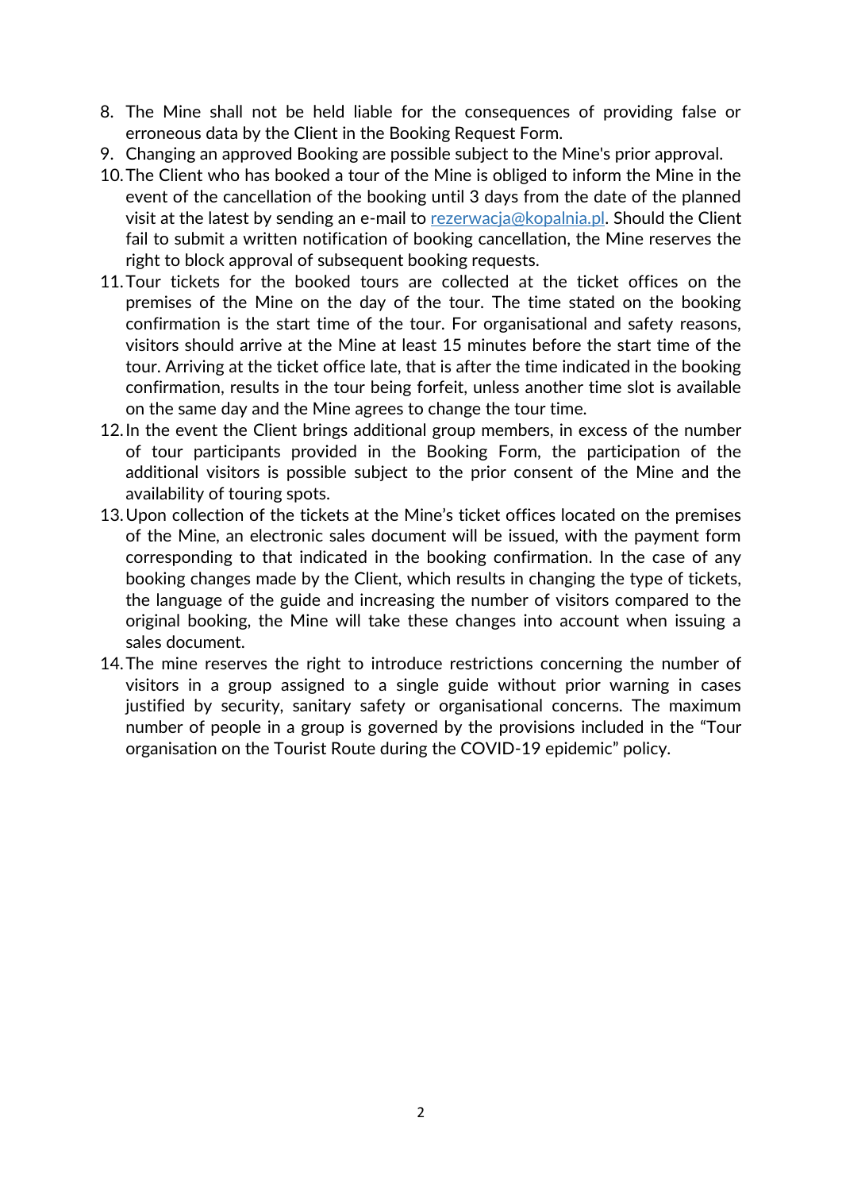8. The Mine shall not be held liable for the consequences of providing false or erroneous data by the Client in the Booking Request Form.
9. Changing an approved Booking are possible subject to the Mine's prior approval.
10. The Client who has booked a tour of the Mine is obliged to inform the Mine in the event of the cancellation of the booking until 3 days from the date of the planned visit at the latest by sending an e-mail to rezerwacja@kopalnia.pl. Should the Client fail to submit a written notification of booking cancellation, the Mine reserves the right to block approval of subsequent booking requests.
11. Tour tickets for the booked tours are collected at the ticket offices on the premises of the Mine on the day of the tour. The time stated on the booking confirmation is the start time of the tour. For organisational and safety reasons, visitors should arrive at the Mine at least 15 minutes before the start time of the tour. Arriving at the ticket office late, that is after the time indicated in the booking confirmation, results in the tour being forfeit, unless another time slot is available on the same day and the Mine agrees to change the tour time.
12. In the event the Client brings additional group members, in excess of the number of tour participants provided in the Booking Form, the participation of the additional visitors is possible subject to the prior consent of the Mine and the availability of touring spots.
13. Upon collection of the tickets at the Mine's ticket offices located on the premises of the Mine, an electronic sales document will be issued, with the payment form corresponding to that indicated in the booking confirmation. In the case of any booking changes made by the Client, which results in changing the type of tickets, the language of the guide and increasing the number of visitors compared to the original booking, the Mine will take these changes into account when issuing a sales document.
14. The mine reserves the right to introduce restrictions concerning the number of visitors in a group assigned to a single guide without prior warning in cases justified by security, sanitary safety or organisational concerns. The maximum number of people in a group is governed by the provisions included in the "Tour organisation on the Tourist Route during the COVID-19 epidemic" policy.